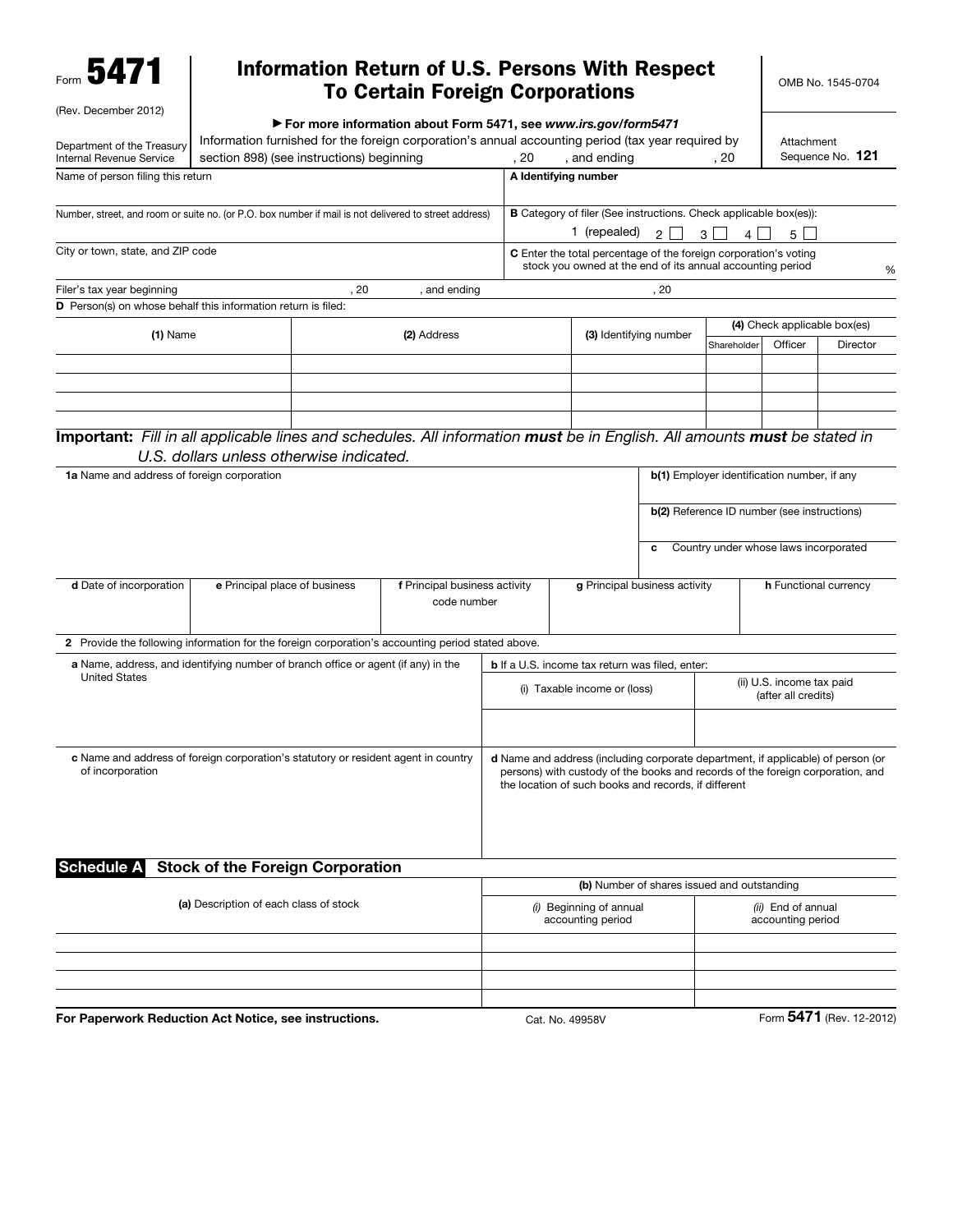Form **5471**

(Rev. December 2012)

Department of the Treasury
Internal Revenue Service

# Information Return of U.S. Persons With Respect To Certain Foreign Corporations

OMB No. 1545-0704

▶ **For more information about Form 5471, see *www.irs.gov/form5471***

Information furnished for the foreign corporation's annual accounting period (tax year required by section 898) (see instructions) beginning , 20 , and ending , 20

Attachment Sequence No. **121**

| Name of person filing this return | **A** Identifying number |
|---|---|
| Number, street, and room or suite no. (or P.O. box number if mail is not delivered to street address) | **B** Category of filer (See instructions. Check applicable box(es)): 1 (repealed) 2 ☐ 3 ☐ 4 ☐ 5 ☐ |
| City or town, state, and ZIP code | **C** Enter the total percentage of the foreign corporation's voting stock you owned at the end of its annual accounting period % |

Filer's tax year beginning , 20 , and ending , 20

**D** Person(s) on whose behalf this information return is filed:

| **(1)** Name | **(2)** Address | **(3)** Identifying number | **(4)** Check applicable box(es) | | |
|---|---|---|---|---|---|
| | | | Shareholder | Officer | Director |
| | | | | | |
| | | | | | |
| | | | | | |
| | | | | | |

**Important:** *Fill in all applicable lines and schedules. All information **must** be in English. All amounts **must** be stated in U.S. dollars unless otherwise indicated.*

| **1a** Name and address of foreign corporation | **b(1)** Employer identification number, if any |
|---|---|
| | **b(2)** Reference ID number (see instructions) |
| | **c** Country under whose laws incorporated |

| **d** Date of incorporation | **e** Principal place of business | **f** Principal business activity code number | **g** Principal business activity | **h** Functional currency |
|---|---|---|---|---|
| | | | | |

**2** Provide the following information for the foreign corporation's accounting period stated above.

| **a** Name, address, and identifying number of branch office or agent (if any) in the United States | **b** If a U.S. income tax return was filed, enter: | |
|---|---|---|
| | (i) Taxable income or (loss) | (ii) U.S. income tax paid (after all credits) |
| | | |

| **c** Name and address of foreign corporation's statutory or resident agent in country of incorporation | **d** Name and address (including corporate department, if applicable) of person (or persons) with custody of the books and records of the foreign corporation, and the location of such books and records, if different |
|---|---|
| | |

## Schedule A Stock of the Foreign Corporation

| **(a)** Description of each class of stock | **(b)** Number of shares issued and outstanding | |
|---|---|---|
| | *(i)* Beginning of annual accounting period | *(ii)* End of annual accounting period |
| | | |
| | | |
| | | |
| | | |

**For Paperwork Reduction Act Notice, see instructions.** Cat. No. 49958V Form **5471** (Rev. 12-2012)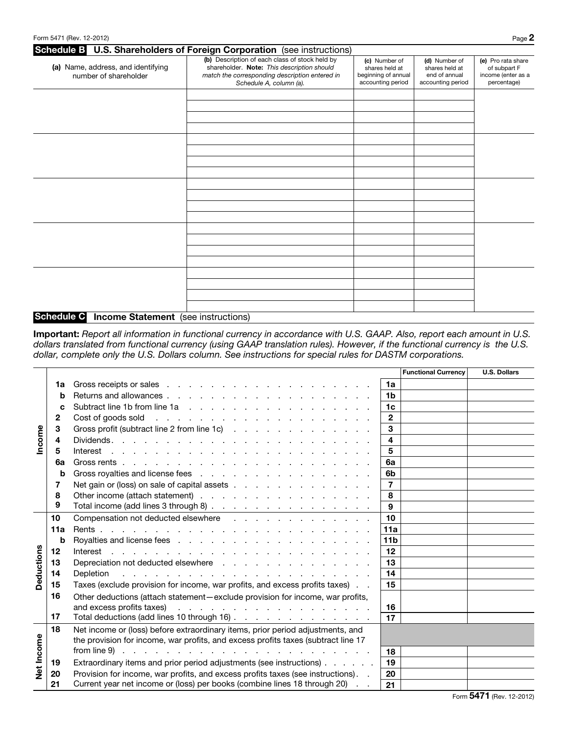## Schedule B U.S. Shareholders of Foreign Corporation (see instructions)

| (a) Name, address, and identifying number of shareholder | (b) Description of each class of stock held by shareholder. **Note:** *This description should match the corresponding description entered in Schedule A, column (a).* | (c) Number of shares held at beginning of annual accounting period | (d) Number of shares held at end of annual accounting period | (e) Pro rata share of subpart F income (enter as a percentage) |
|---|---|---|---|---|
| | | | | |
| | | | | |
| | | | | |
| | | | | |
| | | | | |

## Schedule C Income Statement (see instructions)

**Important:** *Report all information in functional currency in accordance with U.S. GAAP. Also, report each amount in U.S. dollars translated from functional currency (using GAAP translation rules). However, if the functional currency is the U.S. dollar, complete only the U.S. Dollars column. See instructions for special rules for DASTM corporations.*

| | | | | Functional Currency | U.S. Dollars |
|---|---|---|---|---|---|
| Income | 1a | Gross receipts or sales | 1a | | |
| | b | Returns and allowances | 1b | | |
| | c | Subtract line 1b from line 1a | 1c | | |
| | 2 | Cost of goods sold | 2 | | |
| | 3 | Gross profit (subtract line 2 from line 1c) | 3 | | |
| | 4 | Dividends | 4 | | |
| | 5 | Interest | 5 | | |
| | 6a | Gross rents | 6a | | |
| | b | Gross royalties and license fees | 6b | | |
| | 7 | Net gain or (loss) on sale of capital assets | 7 | | |
| | 8 | Other income (attach statement) | 8 | | |
| | 9 | Total income (add lines 3 through 8) | 9 | | |
| Deductions | 10 | Compensation not deducted elsewhere | 10 | | |
| | 11a | Rents | 11a | | |
| | b | Royalties and license fees | 11b | | |
| | 12 | Interest | 12 | | |
| | 13 | Depreciation not deducted elsewhere | 13 | | |
| | 14 | Depletion | 14 | | |
| | 15 | Taxes (exclude provision for income, war profits, and excess profits taxes) | 15 | | |
| | 16 | Other deductions (attach statement—exclude provision for income, war profits, and excess profits taxes) | 16 | | |
| | 17 | Total deductions (add lines 10 through 16) | 17 | | |
| Net Income | 18 | Net income or (loss) before extraordinary items, prior period adjustments, and the provision for income, war profits, and excess profits taxes (subtract line 17 from line 9) | 18 | | |
| | 19 | Extraordinary items and prior period adjustments (see instructions) | 19 | | |
| | 20 | Provision for income, war profits, and excess profits taxes (see instructions) | 20 | | |
| | 21 | Current year net income or (loss) per books (combine lines 18 through 20) | 21 | | |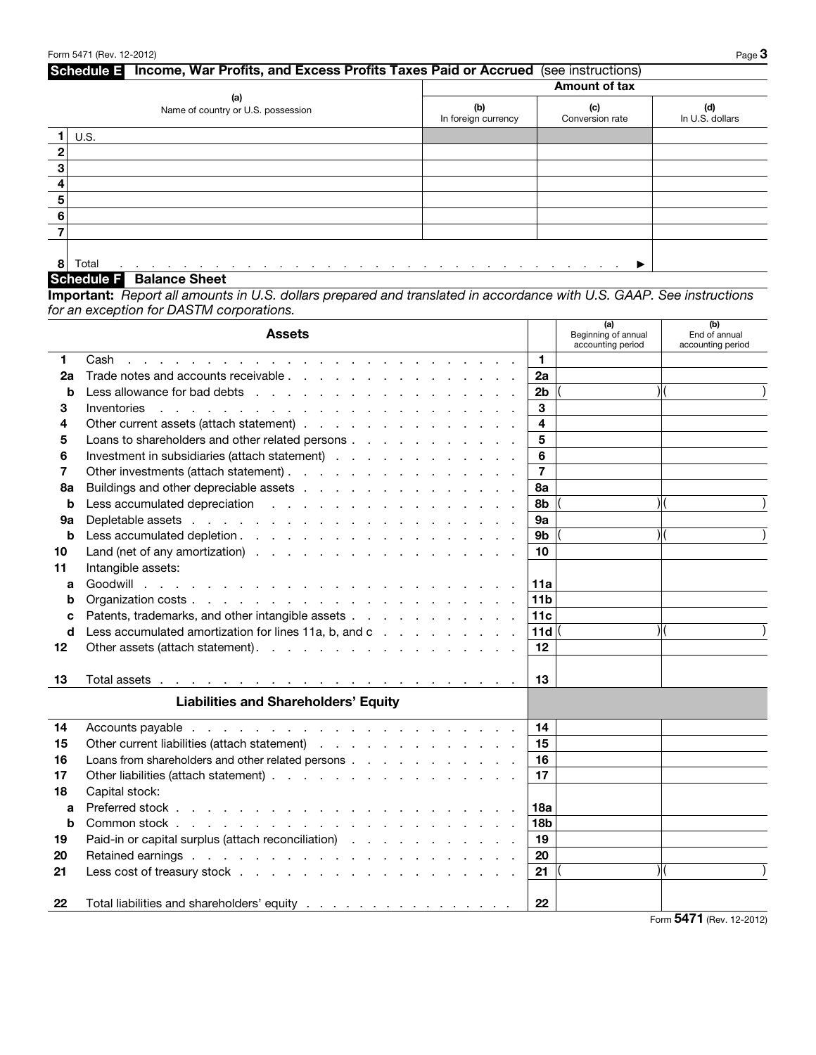## Schedule E Income, War Profits, and Excess Profits Taxes Paid or Accrued (see instructions)

| | (a) Name of country or U.S. possession | Amount of tax (b) In foreign currency | (c) Conversion rate | (d) In U.S. dollars |
|---|---|---|---|---|
| 1 | U.S. | | | |
| 2 | | | | |
| 3 | | | | |
| 4 | | | | |
| 5 | | | | |
| 6 | | | | |
| 7 | | | | |
| 8 | Total ▶ | | | |

## Schedule F Balance Sheet

**Important:** *Report all amounts in U.S. dollars prepared and translated in accordance with U.S. GAAP. See instructions for an exception for DASTM corporations.*

| | Assets | | (a) Beginning of annual accounting period | (b) End of annual accounting period |
|---|---|---|---|---|
| 1 | Cash | 1 | | |
| 2a | Trade notes and accounts receivable | 2a | | |
| b | Less allowance for bad debts | 2b | ( ) | ( ) |
| 3 | Inventories | 3 | | |
| 4 | Other current assets (attach statement) | 4 | | |
| 5 | Loans to shareholders and other related persons | 5 | | |
| 6 | Investment in subsidiaries (attach statement) | 6 | | |
| 7 | Other investments (attach statement) | 7 | | |
| 8a | Buildings and other depreciable assets | 8a | | |
| b | Less accumulated depreciation | 8b | ( ) | ( ) |
| 9a | Depletable assets | 9a | | |
| b | Less accumulated depletion | 9b | ( ) | ( ) |
| 10 | Land (net of any amortization) | 10 | | |
| 11 | Intangible assets: | | | |
| a | Goodwill | 11a | | |
| b | Organization costs | 11b | | |
| c | Patents, trademarks, and other intangible assets | 11c | | |
| d | Less accumulated amortization for lines 11a, b, and c | 11d | ( ) | ( ) |
| 12 | Other assets (attach statement) | 12 | | |
| 13 | Total assets | 13 | | |
| | **Liabilities and Shareholders' Equity** | | | |
| 14 | Accounts payable | 14 | | |
| 15 | Other current liabilities (attach statement) | 15 | | |
| 16 | Loans from shareholders and other related persons | 16 | | |
| 17 | Other liabilities (attach statement) | 17 | | |
| 18 | Capital stock: | | | |
| a | Preferred stock | 18a | | |
| b | Common stock | 18b | | |
| 19 | Paid-in or capital surplus (attach reconciliation) | 19 | | |
| 20 | Retained earnings | 20 | | |
| 21 | Less cost of treasury stock | 21 | ( ) | ( ) |
| 22 | Total liabilities and shareholders' equity | 22 | | |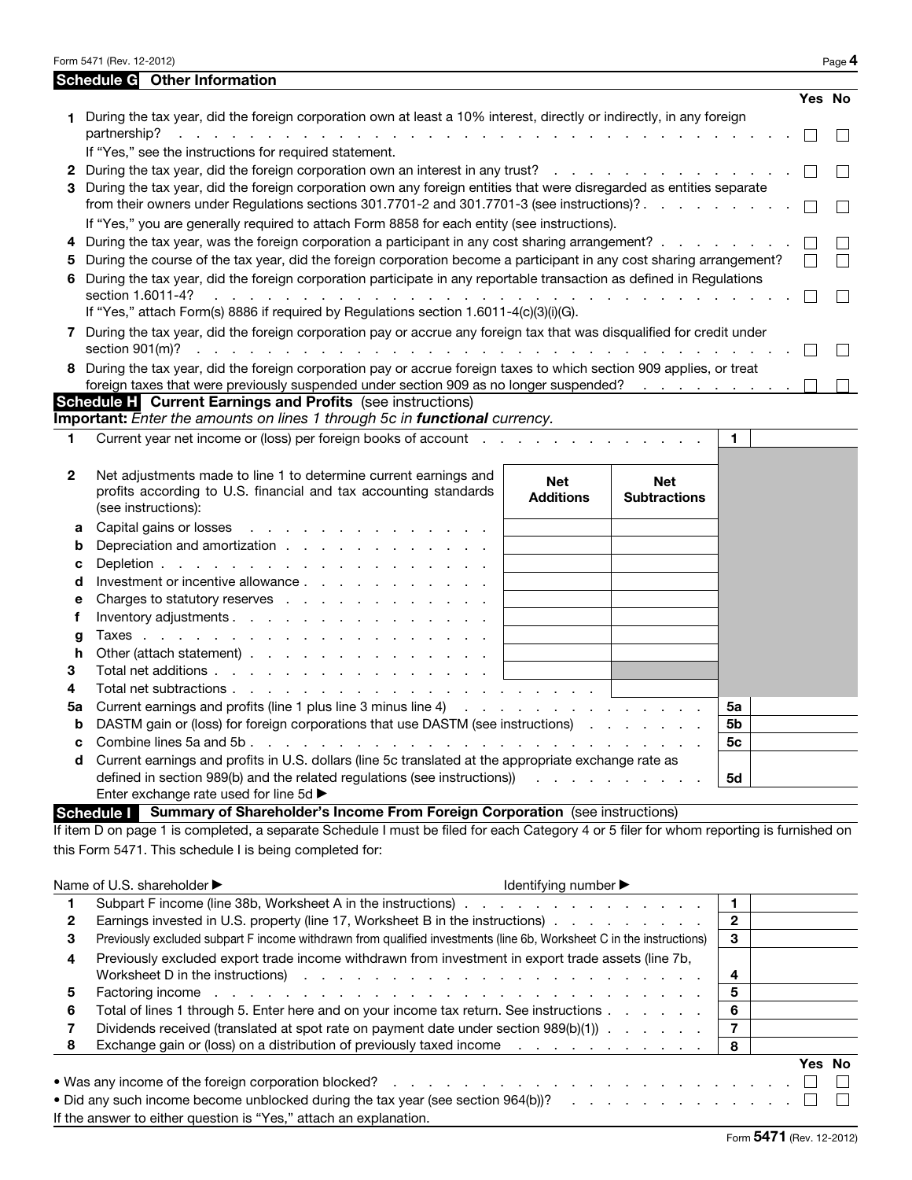## Schedule G Other Information

| | | Yes | No |
|---|---|---|---|
| 1 | During the tax year, did the foreign corporation own at least a 10% interest, directly or indirectly, in any foreign partnership? If "Yes," see the instructions for required statement. | ☐ | ☐ |
| 2 | During the tax year, did the foreign corporation own an interest in any trust? | ☐ | ☐ |
| 3 | During the tax year, did the foreign corporation own any foreign entities that were disregarded as entities separate from their owners under Regulations sections 301.7701-2 and 301.7701-3 (see instructions)? If "Yes," you are generally required to attach Form 8858 for each entity (see instructions). | ☐ | ☐ |
| 4 | During the tax year, was the foreign corporation a participant in any cost sharing arrangement? | ☐ | ☐ |
| 5 | During the course of the tax year, did the foreign corporation become a participant in any cost sharing arrangement? | ☐ | ☐ |
| 6 | During the tax year, did the foreign corporation participate in any reportable transaction as defined in Regulations section 1.6011-4? If "Yes," attach Form(s) 8886 if required by Regulations section 1.6011-4(c)(3)(i)(G). | ☐ | ☐ |
| 7 | During the tax year, did the foreign corporation pay or accrue any foreign tax that was disqualified for credit under section 901(m)? | ☐ | ☐ |
| 8 | During the tax year, did the foreign corporation pay or accrue foreign taxes to which section 909 applies, or treat foreign taxes that were previously suspended under section 909 as no longer suspended? | ☐ | ☐ |

## Schedule H Current Earnings and Profits (see instructions)

**Important:** *Enter the amounts on lines 1 through 5c in **functional** currency.*

| | | Net Additions | Net Subtractions | | |
|---|---|---|---|---|---|
| 1 | Current year net income or (loss) per foreign books of account | | | 1 | |
| 2 | Net adjustments made to line 1 to determine current earnings and profits according to U.S. financial and tax accounting standards (see instructions): | | | | |
| a | Capital gains or losses | | | | |
| b | Depreciation and amortization | | | | |
| c | Depletion | | | | |
| d | Investment or incentive allowance | | | | |
| e | Charges to statutory reserves | | | | |
| f | Inventory adjustments | | | | |
| g | Taxes | | | | |
| h | Other (attach statement) | | | | |
| 3 | Total net additions | | | | |
| 4 | Total net subtractions | | | | |
| 5a | Current earnings and profits (line 1 plus line 3 minus line 4) | | | 5a | |
| b | DASTM gain or (loss) for foreign corporations that use DASTM (see instructions) | | | 5b | |
| c | Combine lines 5a and 5b | | | 5c | |
| d | Current earnings and profits in U.S. dollars (line 5c translated at the appropriate exchange rate as defined in section 989(b) and the related regulations (see instructions)) Enter exchange rate used for line 5d ▶ | | | 5d | |

## Schedule I Summary of Shareholder's Income From Foreign Corporation (see instructions)

If item D on page 1 is completed, a separate Schedule I must be filed for each Category 4 or 5 filer for whom reporting is furnished on this Form 5471. This schedule I is being completed for:

Name of U.S. shareholder ▶ Identifying number ▶

| | | | |
|---|---|---|---|
| 1 | Subpart F income (line 38b, Worksheet A in the instructions) | 1 | |
| 2 | Earnings invested in U.S. property (line 17, Worksheet B in the instructions) | 2 | |
| 3 | Previously excluded subpart F income withdrawn from qualified investments (line 6b, Worksheet C in the instructions) | 3 | |
| 4 | Previously excluded export trade income withdrawn from investment in export trade assets (line 7b, Worksheet D in the instructions) | 4 | |
| 5 | Factoring income | 5 | |
| 6 | Total of lines 1 through 5. Enter here and on your income tax return. See instructions | 6 | |
| 7 | Dividends received (translated at spot rate on payment date under section 989(b)(1)) | 7 | |
| 8 | Exchange gain or (loss) on a distribution of previously taxed income | 8 | |

| | Yes | No |
|---|---|---|
| • Was any income of the foreign corporation blocked? | ☐ | ☐ |
| • Did any such income become unblocked during the tax year (see section 964(b))? | ☐ | ☐ |

If the answer to either question is "Yes," attach an explanation.

Form **5471** (Rev. 12-2012)